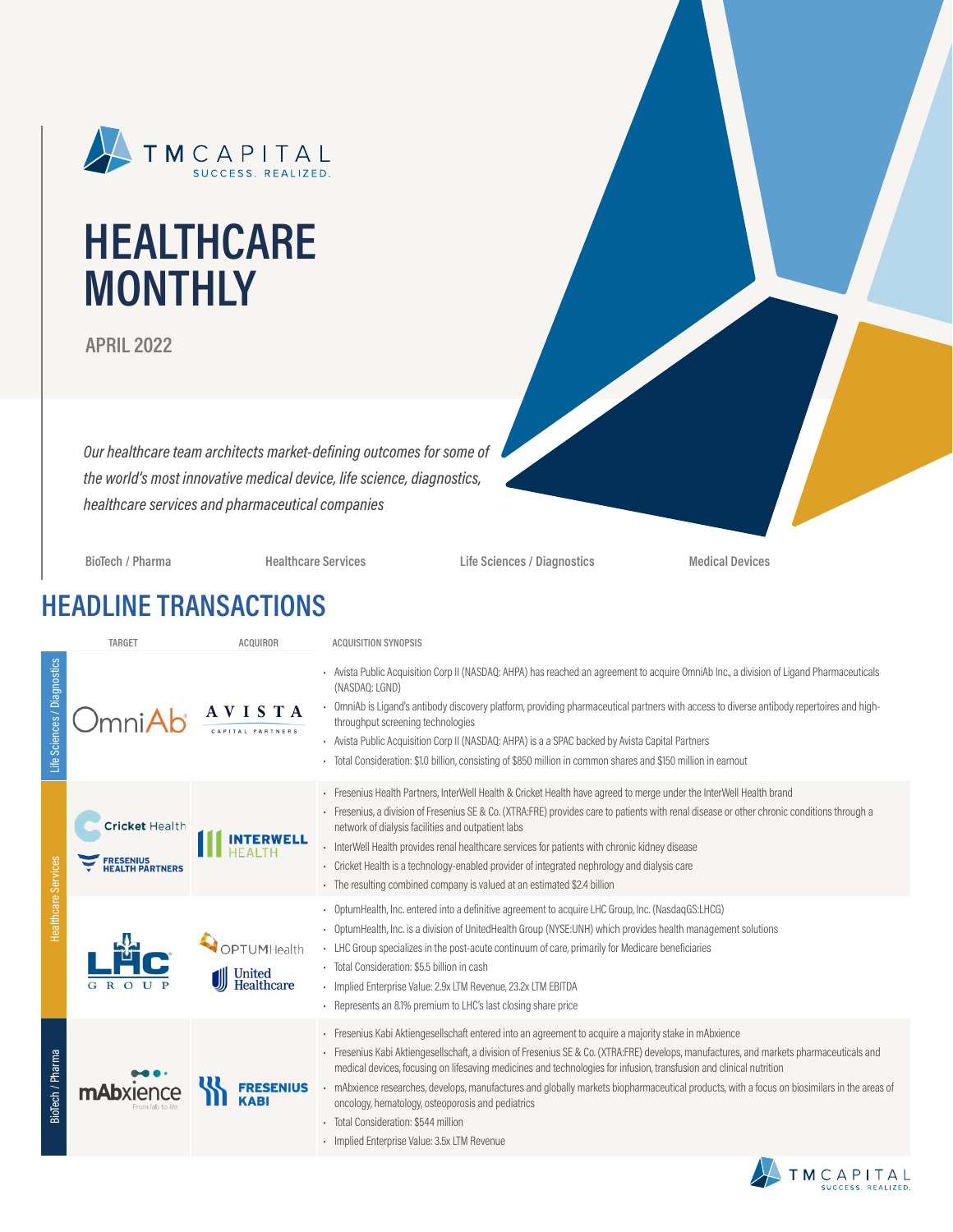TM CAPITAL
SUCCESS. REALIZED.

# HEALTHCARE MONTHLY

**APRIL 2022**

*Our healthcare team architects market-defining outcomes for some of the world's most innovative medical device, life science, diagnostics, healthcare services and pharmaceutical companies*

BioTech / Pharma | Healthcare Services | Life Sciences / Diagnostics | Medical Devices

## HEADLINE TRANSACTIONS

| Sector | Target | Acquiror | Acquisition Synopsis |
|---|---|---|---|
| Life Sciences / Diagnostics | OmniAb | Avista Capital Partners | • Avista Public Acquisition Corp II (NASDAQ: AHPA) has reached an agreement to acquire OmniAb Inc., a division of Ligand Pharmaceuticals (NASDAQ: LGND)<br>• OmniAb is Ligand's antibody discovery platform, providing pharmaceutical partners with access to diverse antibody repertoires and high-throughput screening technologies<br>• Avista Public Acquisition Corp II (NASDAQ: AHPA) is a a SPAC backed by Avista Capital Partners<br>• Total Consideration: $1.0 billion, consisting of $850 million in common shares and $150 million in earnout |
| Healthcare Services | Cricket Health; Fresenius Health Partners | InterWell Health | • Fresenius Health Partners, InterWell Health & Cricket Health have agreed to merge under the InterWell Health brand<br>• Fresenius, a division of Fresenius SE & Co. (XTRA:FRE) provides care to patients with renal disease or other chronic conditions through a network of dialysis facilities and outpatient labs<br>• InterWell Health provides renal healthcare services for patients with chronic kidney disease<br>• Cricket Health is a technology-enabled provider of integrated nephrology and dialysis care<br>• The resulting combined company is valued at an estimated $2.4 billion |
| Healthcare Services | LHC Group | OptumHealth; United Healthcare | • OptumHealth, Inc. entered into a definitive agreement to acquire LHC Group, Inc. (NasdaqGS:LHCG)<br>• OptumHealth, Inc. is a division of UnitedHealth Group (NYSE:UNH) which provides health management solutions<br>• LHC Group specializes in the post-acute continuum of care, primarily for Medicare beneficiaries<br>• Total Consideration: $5.5 billion in cash<br>• Implied Enterprise Value: 2.9x LTM Revenue, 23.2x LTM EBITDA<br>• Represents an 8.1% premium to LHC's last closing share price |
| BioTech / Pharma | mAbxience | Fresenius Kabi | • Fresenius Kabi Aktiengesellschaft entered into an agreement to acquire a majority stake in mAbxience<br>• Fresenius Kabi Aktiengesellschaft, a division of Fresenius SE & Co. (XTRA:FRE) develops, manufactures, and markets pharmaceuticals and medical devices, focusing on lifesaving medicines and technologies for infusion, transfusion and clinical nutrition<br>• mAbxience researches, develops, manufactures and globally markets biopharmaceutical products, with a focus on biosimilars in the areas of oncology, hematology, osteoporosis and pediatrics<br>• Total Consideration: $544 million<br>• Implied Enterprise Value: 3.5x LTM Revenue |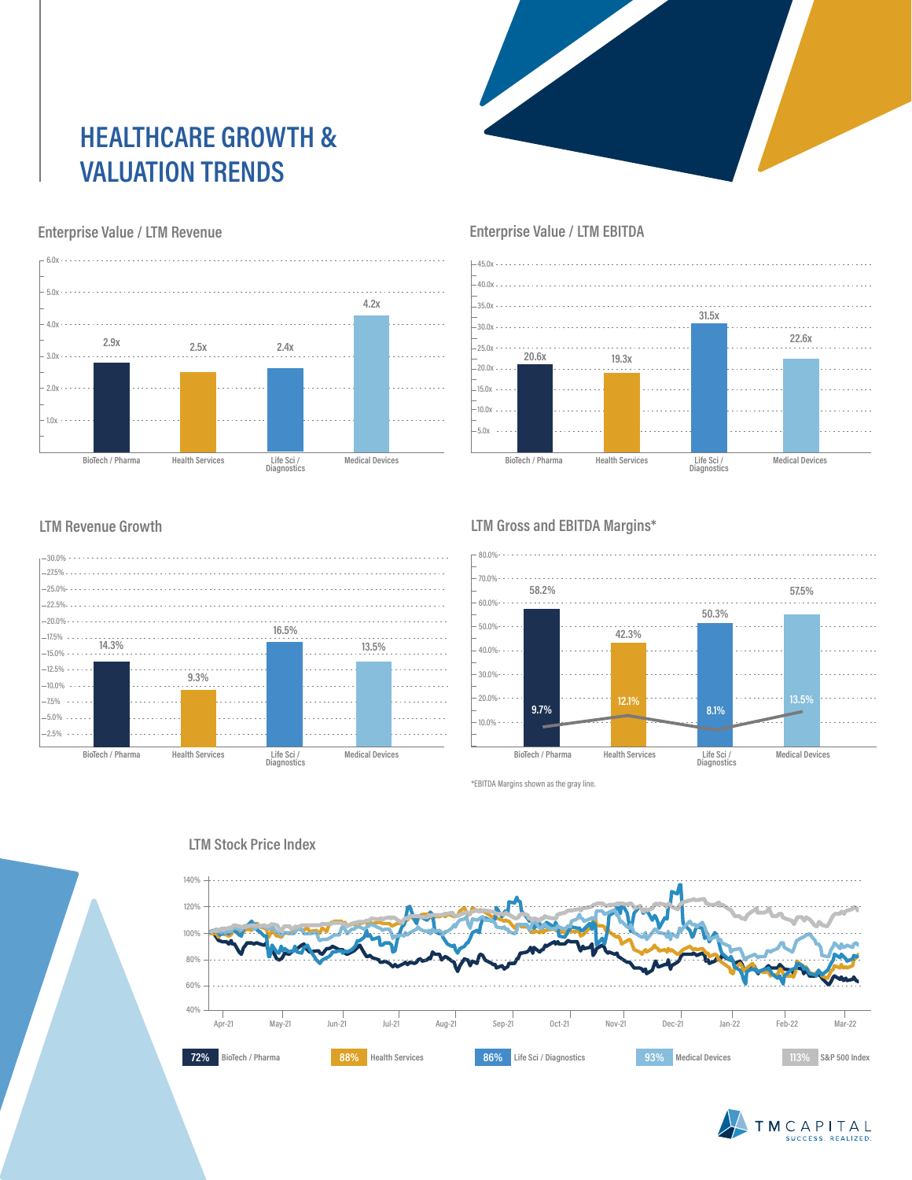# HEALTHCARE GROWTH & VALUATION TRENDS

## Enterprise Value / LTM Revenue

| Sector | EV / LTM Revenue |
| --- | --- |
| BioTech / Pharma | 2.9x |
| Health Services | 2.5x |
| Life Sci / Diagnostics | 2.4x |
| Medical Devices | 4.2x |

## Enterprise Value / LTM EBITDA

| Sector | EV / LTM EBITDA |
| --- | --- |
| BioTech / Pharma | 20.6x |
| Health Services | 19.3x |
| Life Sci / Diagnostics | 31.5x |
| Medical Devices | 22.6x |

## LTM Revenue Growth

| Sector | LTM Revenue Growth |
| --- | --- |
| BioTech / Pharma | 14.3% |
| Health Services | 9.3% |
| Life Sci / Diagnostics | 16.5% |
| Medical Devices | 13.5% |

## LTM Gross and EBITDA Margins*

| Sector | Gross Margin | EBITDA Margin |
| --- | --- | --- |
| BioTech / Pharma | 58.2% | 9.7% |
| Health Services | 42.3% | 12.1% |
| Life Sci / Diagnostics | 50.3% | 8.1% |
| Medical Devices | 57.5% | 13.5% |

*EBITDA Margins shown as the gray line.

## LTM Stock Price Index

| Index | LTM Stock Price Index |
| --- | --- |
| BioTech / Pharma | 72% |
| Health Services | 88% |
| Life Sci / Diagnostics | 86% |
| Medical Devices | 93% |
| S&P 500 Index | 113% |

TM CAPITAL
SUCCESS. REALIZED.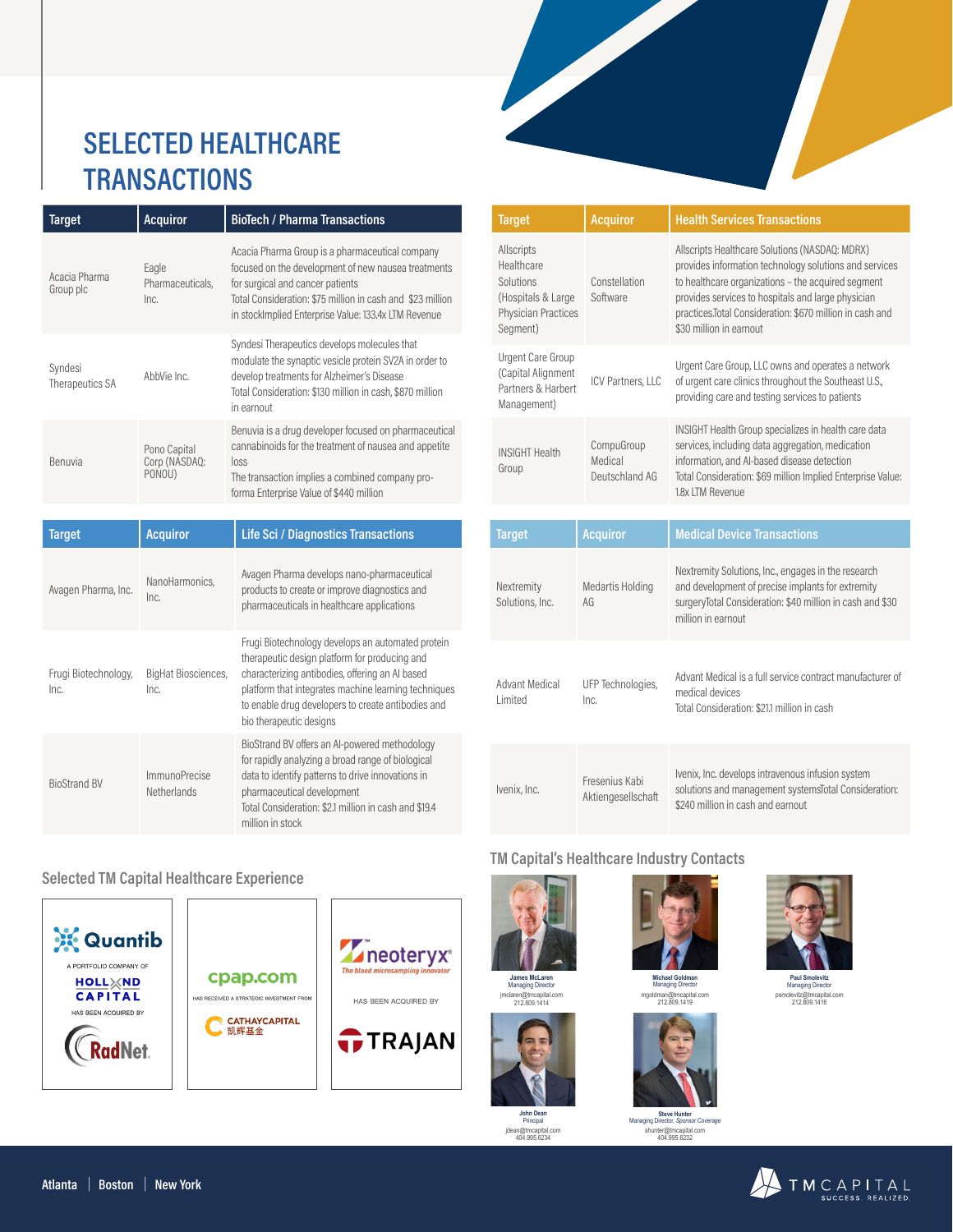# SELECTED HEALTHCARE TRANSACTIONS

| Target | Acquiror | BioTech / Pharma Transactions |
|---|---|---|
| Acacia Pharma Group plc | Eagle Pharmaceuticals, Inc. | Acacia Pharma Group is a pharmaceutical company focused on the development of new nausea treatments for surgical and cancer patients Total Consideration: $75 million in cash and $23 million in stockImplied Enterprise Value: 133.4x LTM Revenue |
| Syndesi Therapeutics SA | AbbVie Inc. | Syndesi Therapeutics develops molecules that modulate the synaptic vesicle protein SV2A in order to develop treatments for Alzheimer's Disease Total Consideration: $130 million in cash, $870 million in earnout |
| Benuvia | Pono Capital Corp (NASDAQ: PONOU) | Benuvia is a drug developer focused on pharmaceutical cannabinoids for the treatment of nausea and appetite loss The transaction implies a combined company pro-forma Enterprise Value of $440 million |

| Target | Acquiror | Life Sci / Diagnostics Transactions |
|---|---|---|
| Avagen Pharma, Inc. | NanoHarmonics, Inc. | Avagen Pharma develops nano-pharmaceutical products to create or improve diagnostics and pharmaceuticals in healthcare applications |
| Frugi Biotechnology, Inc. | BigHat Biosciences, Inc. | Frugi Biotechnology develops an automated protein therapeutic design platform for producing and characterizing antibodies, offering an AI based platform that integrates machine learning techniques to enable drug developers to create antibodies and bio therapeutic designs |
| BioStrand BV | ImmunoPrecise Netherlands | BioStrand BV offers an AI-powered methodology for rapidly analyzing a broad range of biological data to identify patterns to drive innovations in pharmaceutical development Total Consideration: $2.1 million in cash and $19.4 million in stock |

| Target | Acquiror | Health Services Transactions |
|---|---|---|
| Allscripts Healthcare Solutions (Hospitals & Large Physician Practices Segment) | Constellation Software | Allscripts Healthcare Solutions (NASDAQ: MDRX) provides information technology solutions and services to healthcare organizations – the acquired segment provides services to hospitals and large physician practices.Total Consideration: $670 million in cash and $30 million in earnout |
| Urgent Care Group (Capital Alignment Partners & Harbert Management) | ICV Partners, LLC | Urgent Care Group, LLC owns and operates a network of urgent care clinics throughout the Southeast U.S., providing care and testing services to patients |
| INSIGHT Health Group | CompuGroup Medical Deutschland AG | INSIGHT Health Group specializes in health care data services, including data aggregation, medication information, and AI-based disease detection Total Consideration: $69 million Implied Enterprise Value: 1.8x LTM Revenue |

| Target | Acquiror | Medical Device Transactions |
|---|---|---|
| Nextremity Solutions, Inc. | Medartis Holding AG | Nextremity Solutions, Inc., engages in the research and development of precise implants for extremity surgeryTotal Consideration: $40 million in cash and $30 million in earnout |
| Advant Medical Limited | UFP Technologies, Inc. | Advant Medical is a full service contract manufacturer of medical devices Total Consideration: $21.1 million in cash |
| Ivenix, Inc. | Fresenius Kabi Aktiengesellschaft | Ivenix, Inc. develops intravenous infusion system solutions and management systemsTotal Consideration: $240 million in cash and earnout |

## Selected TM Capital Healthcare Experience

Quantib — A PORTFOLIO COMPANY OF HOLLAND CAPITAL — HAS BEEN ACQUIRED BY RadNet

cpap.com — HAS RECEIVED A STRATEGIC INVESTMENT FROM CATHAYCAPITAL 凯辉基金

neoteryx — The blood microsampling innovator — HAS BEEN ACQUIRED BY TRAJAN

## TM Capital's Healthcare Industry Contacts

**James McLaren**
Managing Director
jmclaren@tmcapital.com
212.809.1414

**Michael Goldman**
Managing Director
mgoldman@tmcapital.com
212.809.1419

**Paul Smolevitz**
Managing Director
psmolevitz@tmcapital.com
212.809.1416

**John Dean**
Principal
jdean@tmcapital.com
404.995.6234

**Steve Hunter**
Managing Director, *Sponsor Coverage*
shunter@tmcapital.com
404.995.6232

Atlanta | Boston | New York

TM CAPITAL — SUCCESS. REALIZED.